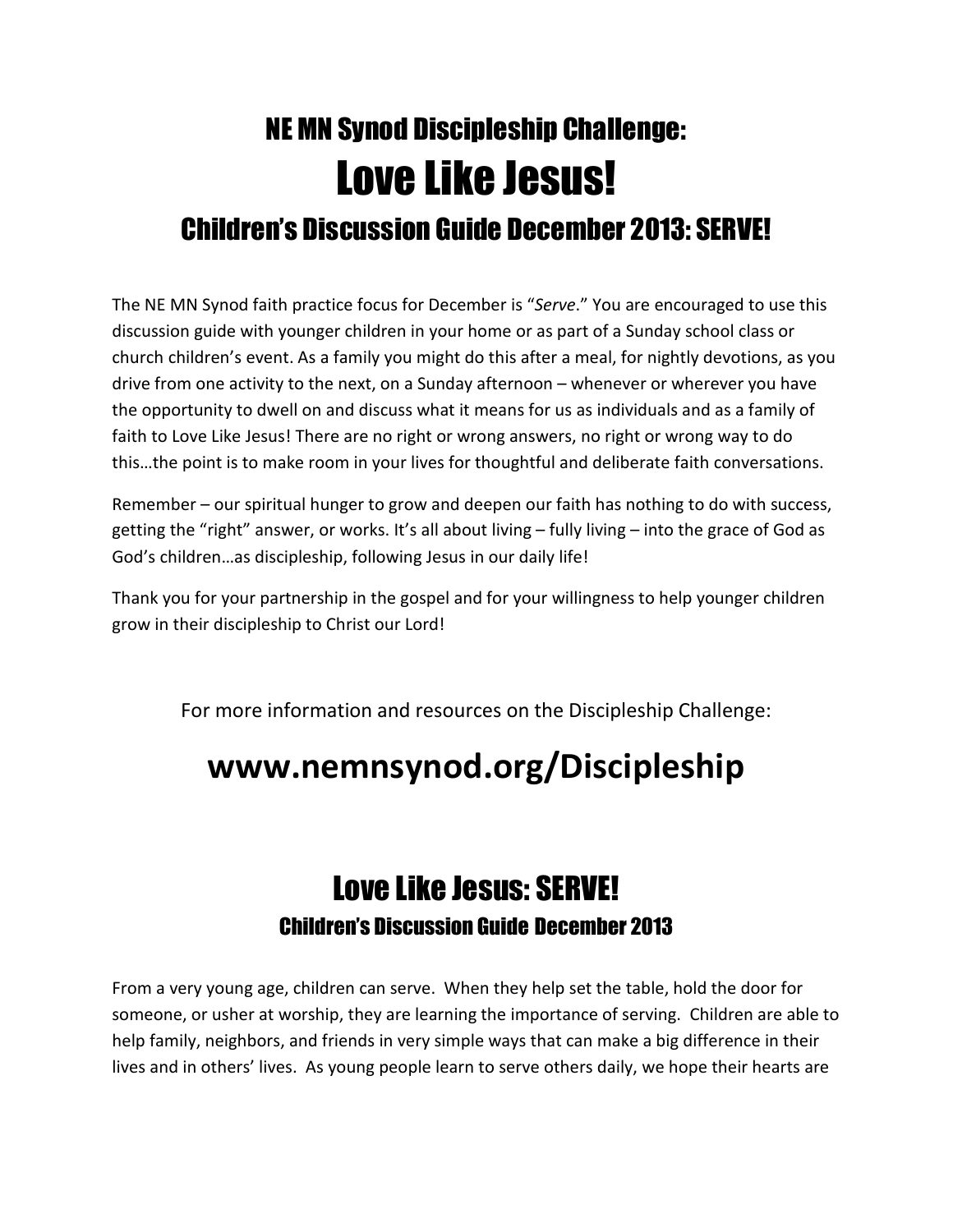# NE MN Synod Discipleship Challenge:

# Love Like Jesus!

## Children's Discussion Guide December 2013: SERVE!

The NE MN Synod faith practice focus for December is "*Serve*." You are encouraged to use this discussion guide with younger children in your home or as part of a Sunday school class or church children's event. As a family you might do this after a meal, for nightly devotions, as you drive from one activity to the next, on a Sunday afternoon – whenever or wherever you have the opportunity to dwell on and discuss what it means for us as individuals and as a family of faith to Love Like Jesus! There are no right or wrong answers, no right or wrong way to do this…the point is to make room in your lives for thoughtful and deliberate faith conversations.

Remember – our spiritual hunger to grow and deepen our faith has nothing to do with success, getting the "right" answer, or works. It's all about living – fully living – into the grace of God as God's children…as discipleship, following Jesus in our daily life!

Thank you for your partnership in the gospel and for your willingness to help younger children grow in their discipleship to Christ our Lord!

For more information and resources on the Discipleship Challenge:

**www.nemnsynod.org/Discipleship**

# Love Like Jesus: SERVE!

### Children's Discussion Guide December 2013

From a very young age, children can serve. When they help set the table, hold the door for someone, or usher at worship, they are learning the importance of serving. Children are able to help family, neighbors, and friends in very simple ways that can make a big difference in their lives and in others' lives. As young people learn to serve others daily, we hope their hearts are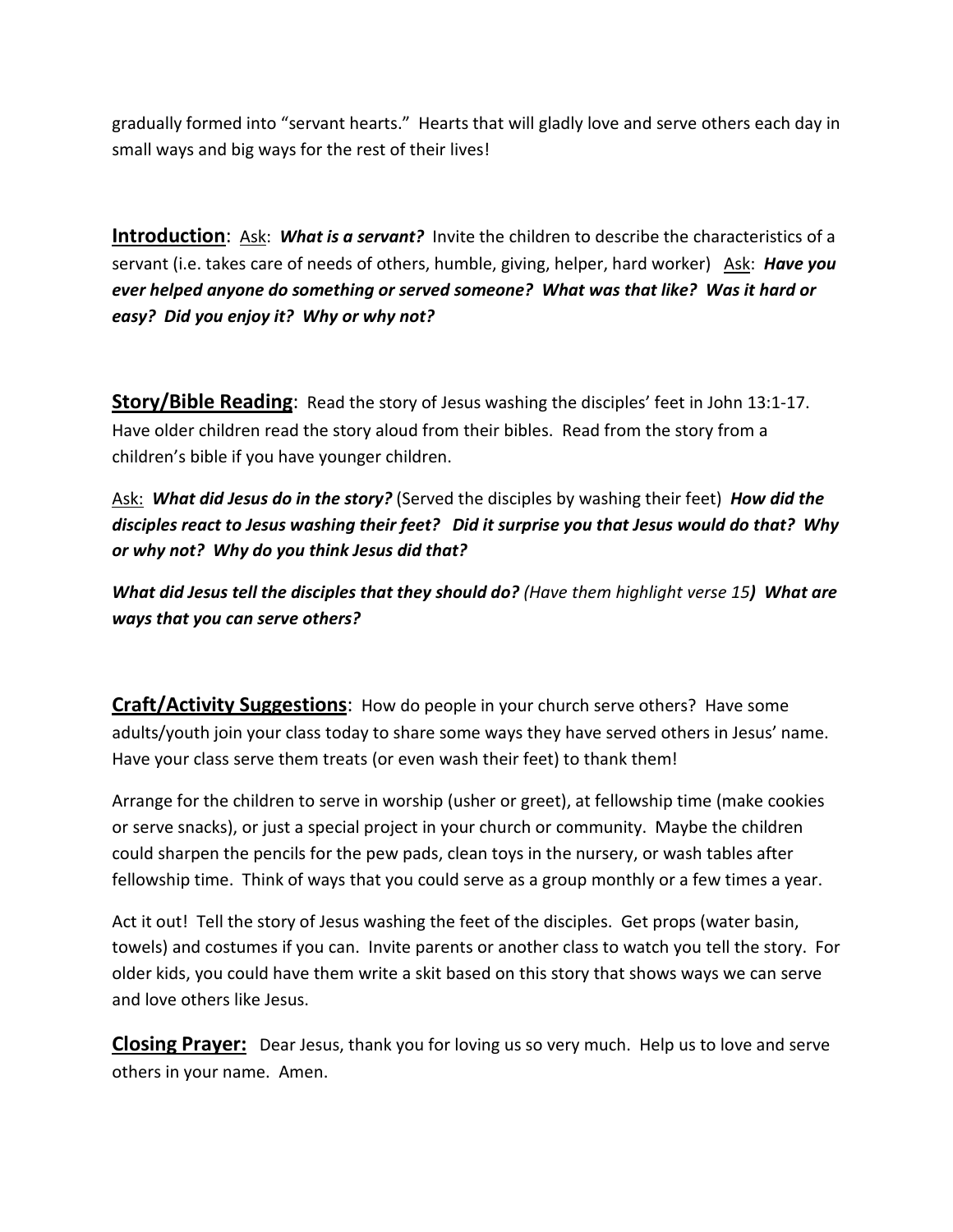gradually formed into "servant hearts." Hearts that will gladly love and serve others each day in small ways and big ways for the rest of their lives!

**Introduction**: Ask: ***What is a servant?*** Invite the children to describe the characteristics of a servant (i.e. takes care of needs of others, humble, giving, helper, hard worker) Ask: ***Have you ever helped anyone do something or served someone? What was that like? Was it hard or easy? Did you enjoy it? Why or why not?***

**Story/Bible Reading**: Read the story of Jesus washing the disciples' feet in John 13:1-17. Have older children read the story aloud from their bibles. Read from the story from a children's bible if you have younger children.

Ask: ***What did Jesus do in the story?*** (Served the disciples by washing their feet) ***How did the disciples react to Jesus washing their feet? Did it surprise you that Jesus would do that? Why or why not? Why do you think Jesus did that?***

***What did Jesus tell the disciples that they should do?*** *(Have them highlight verse 15)* ***What are ways that you can serve others?***

**Craft/Activity Suggestions**: How do people in your church serve others? Have some adults/youth join your class today to share some ways they have served others in Jesus' name. Have your class serve them treats (or even wash their feet) to thank them!

Arrange for the children to serve in worship (usher or greet), at fellowship time (make cookies or serve snacks), or just a special project in your church or community. Maybe the children could sharpen the pencils for the pew pads, clean toys in the nursery, or wash tables after fellowship time. Think of ways that you could serve as a group monthly or a few times a year.

Act it out! Tell the story of Jesus washing the feet of the disciples. Get props (water basin, towels) and costumes if you can. Invite parents or another class to watch you tell the story. For older kids, you could have them write a skit based on this story that shows ways we can serve and love others like Jesus.

**Closing Prayer:** Dear Jesus, thank you for loving us so very much. Help us to love and serve others in your name. Amen.